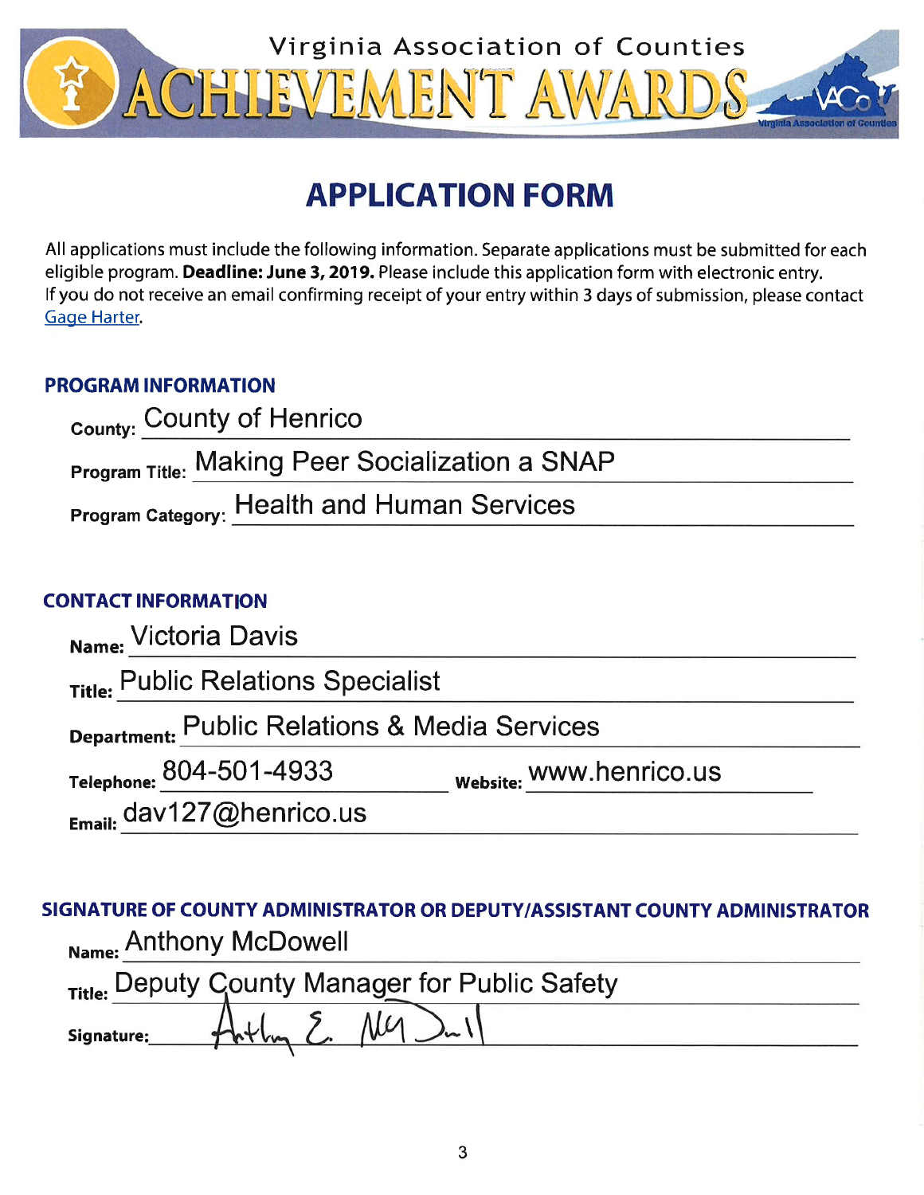# Virginia Association of Counties ACHIEVEMENT AWARDS

## APPLICATION FORM

All applications must include the following information. Separate applications must be submitted for each eligible program. **Deadline: June 3, 2019.** Please include this application form with electronic entry. If you do not receive an email confirming receipt of your entry within 3 days of submission, please contact Gage Harter.

### PROGRAM INFORMATION

**County:** County of Henrico

**Program Title:** Making Peer Socialization a SNAP

**Program Category:** Health and Human Services

### CONTACT INFORMATION

**Name:** Victoria Davis

**Title:** Public Relations Specialist

**Department:** Public Relations & Media Services

**Telephone:** 804-501-4933 **Website:** www.henrico.us

**Email:** dav127@henrico.us

### SIGNATURE OF COUNTY ADMINISTRATOR OR DEPUTY/ASSISTANT COUNTY ADMINISTRATOR

**Name:** Anthony McDowell

**Title:** Deputy County Manager for Public Safety

**Signature:** Anthony E. McDowell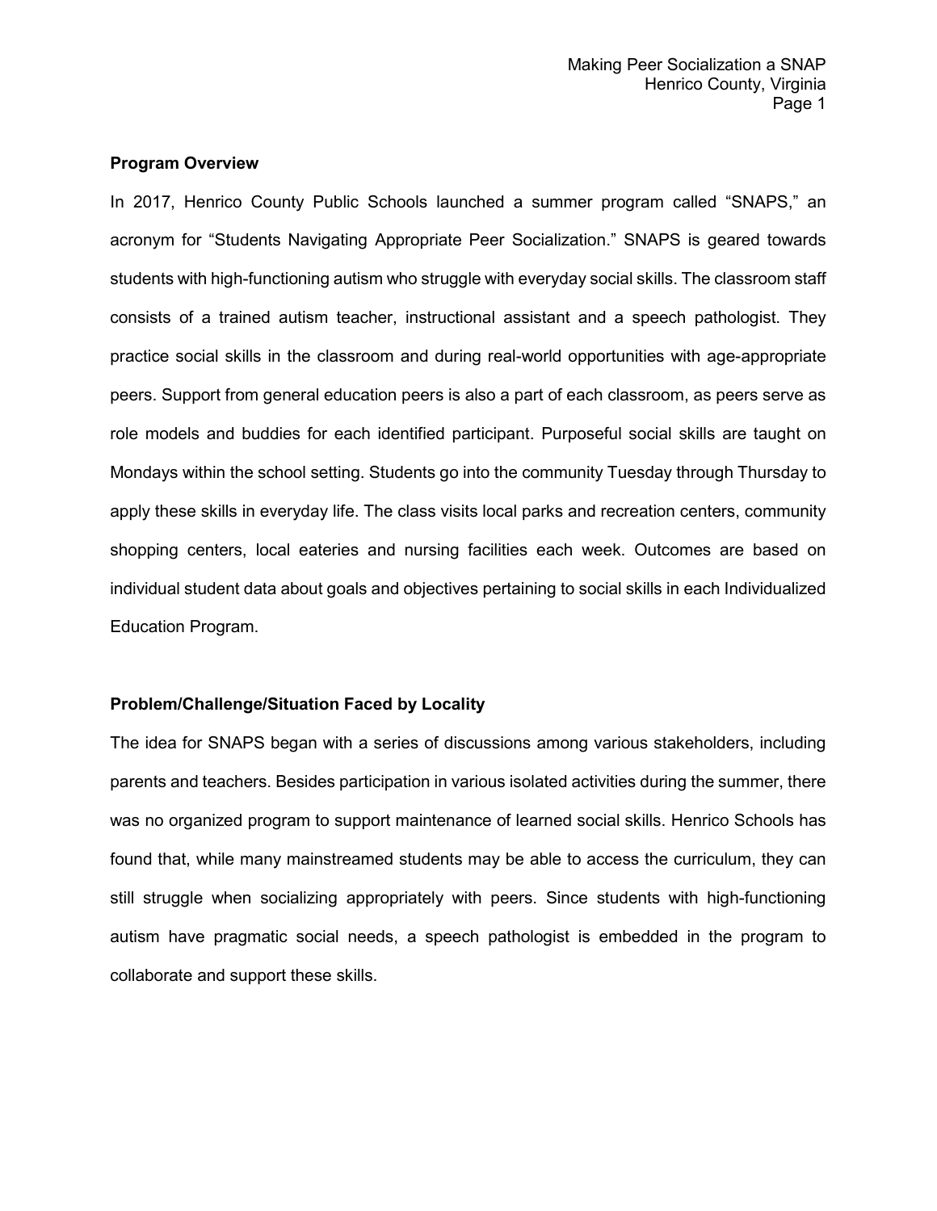**Program Overview**

In 2017, Henrico County Public Schools launched a summer program called "SNAPS," an acronym for "Students Navigating Appropriate Peer Socialization." SNAPS is geared towards students with high-functioning autism who struggle with everyday social skills. The classroom staff consists of a trained autism teacher, instructional assistant and a speech pathologist. They practice social skills in the classroom and during real-world opportunities with age-appropriate peers. Support from general education peers is also a part of each classroom, as peers serve as role models and buddies for each identified participant. Purposeful social skills are taught on Mondays within the school setting. Students go into the community Tuesday through Thursday to apply these skills in everyday life. The class visits local parks and recreation centers, community shopping centers, local eateries and nursing facilities each week. Outcomes are based on individual student data about goals and objectives pertaining to social skills in each Individualized Education Program.

**Problem/Challenge/Situation Faced by Locality**

The idea for SNAPS began with a series of discussions among various stakeholders, including parents and teachers. Besides participation in various isolated activities during the summer, there was no organized program to support maintenance of learned social skills. Henrico Schools has found that, while many mainstreamed students may be able to access the curriculum, they can still struggle when socializing appropriately with peers. Since students with high-functioning autism have pragmatic social needs, a speech pathologist is embedded in the program to collaborate and support these skills.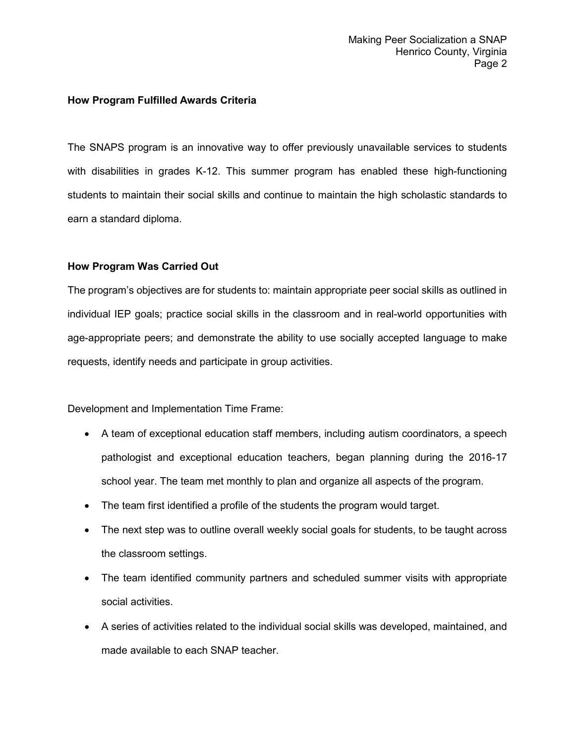**How Program Fulfilled Awards Criteria**

The SNAPS program is an innovative way to offer previously unavailable services to students with disabilities in grades K-12. This summer program has enabled these high-functioning students to maintain their social skills and continue to maintain the high scholastic standards to earn a standard diploma.

**How Program Was Carried Out**

The program's objectives are for students to: maintain appropriate peer social skills as outlined in individual IEP goals; practice social skills in the classroom and in real-world opportunities with age-appropriate peers; and demonstrate the ability to use socially accepted language to make requests, identify needs and participate in group activities.

Development and Implementation Time Frame:

- A team of exceptional education staff members, including autism coordinators, a speech pathologist and exceptional education teachers, began planning during the 2016-17 school year. The team met monthly to plan and organize all aspects of the program.
- The team first identified a profile of the students the program would target.
- The next step was to outline overall weekly social goals for students, to be taught across the classroom settings.
- The team identified community partners and scheduled summer visits with appropriate social activities.
- A series of activities related to the individual social skills was developed, maintained, and made available to each SNAP teacher.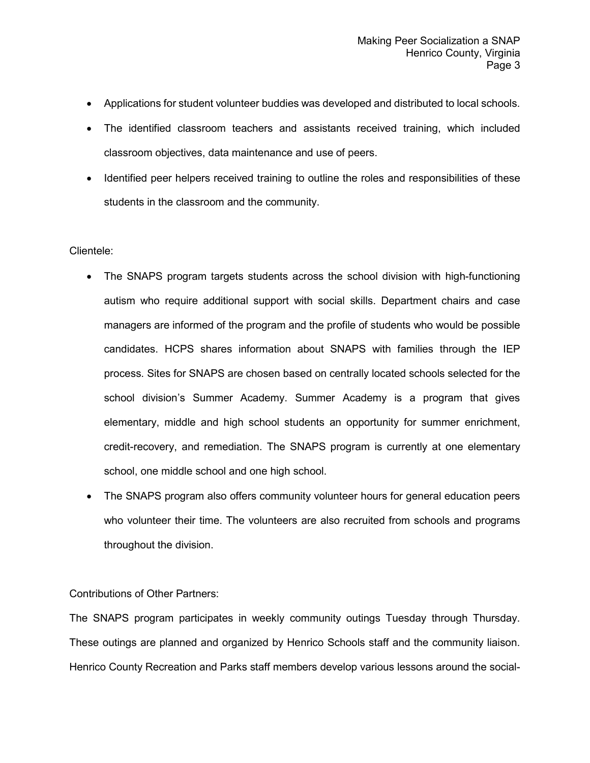- Applications for student volunteer buddies was developed and distributed to local schools.
- The identified classroom teachers and assistants received training, which included classroom objectives, data maintenance and use of peers.
- Identified peer helpers received training to outline the roles and responsibilities of these students in the classroom and the community.

Clientele:

- The SNAPS program targets students across the school division with high-functioning autism who require additional support with social skills. Department chairs and case managers are informed of the program and the profile of students who would be possible candidates. HCPS shares information about SNAPS with families through the IEP process. Sites for SNAPS are chosen based on centrally located schools selected for the school division's Summer Academy. Summer Academy is a program that gives elementary, middle and high school students an opportunity for summer enrichment, credit-recovery, and remediation. The SNAPS program is currently at one elementary school, one middle school and one high school.
- The SNAPS program also offers community volunteer hours for general education peers who volunteer their time. The volunteers are also recruited from schools and programs throughout the division.

Contributions of Other Partners:

The SNAPS program participates in weekly community outings Tuesday through Thursday. These outings are planned and organized by Henrico Schools staff and the community liaison. Henrico County Recreation and Parks staff members develop various lessons around the social-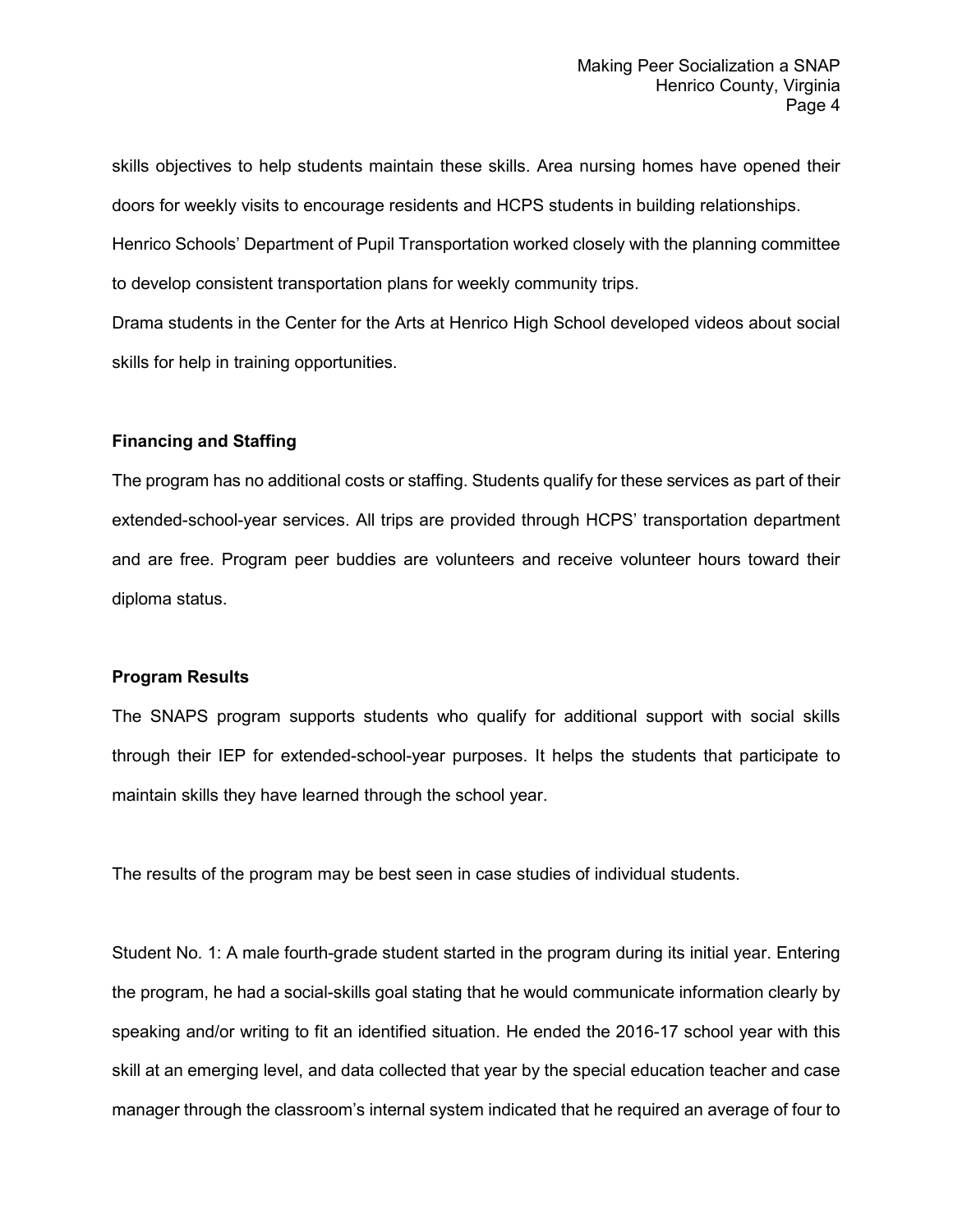skills objectives to help students maintain these skills. Area nursing homes have opened their doors for weekly visits to encourage residents and HCPS students in building relationships.

Henrico Schools' Department of Pupil Transportation worked closely with the planning committee to develop consistent transportation plans for weekly community trips.

Drama students in the Center for the Arts at Henrico High School developed videos about social skills for help in training opportunities.

**Financing and Staffing**

The program has no additional costs or staffing. Students qualify for these services as part of their extended-school-year services. All trips are provided through HCPS' transportation department and are free. Program peer buddies are volunteers and receive volunteer hours toward their diploma status.

**Program Results**

The SNAPS program supports students who qualify for additional support with social skills through their IEP for extended-school-year purposes. It helps the students that participate to maintain skills they have learned through the school year.

The results of the program may be best seen in case studies of individual students.

Student No. 1: A male fourth-grade student started in the program during its initial year. Entering the program, he had a social-skills goal stating that he would communicate information clearly by speaking and/or writing to fit an identified situation. He ended the 2016-17 school year with this skill at an emerging level, and data collected that year by the special education teacher and case manager through the classroom's internal system indicated that he required an average of four to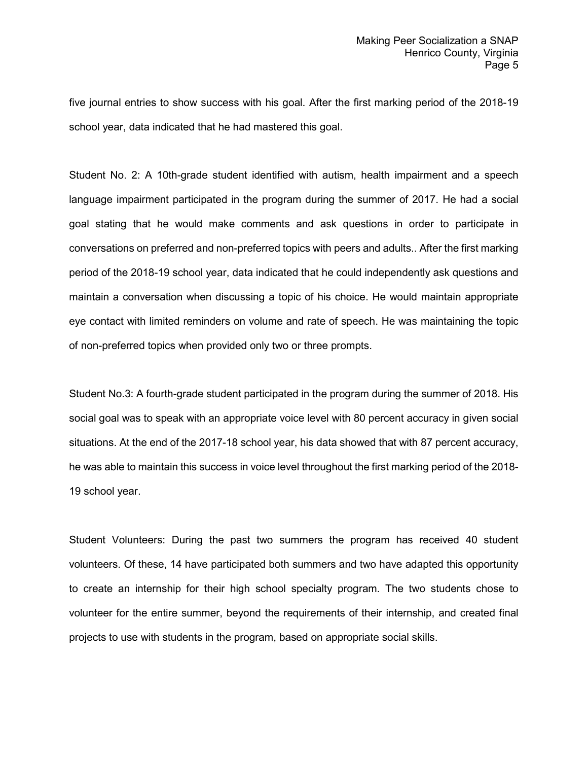five journal entries to show success with his goal. After the first marking period of the 2018-19 school year, data indicated that he had mastered this goal.

Student No. 2: A 10th-grade student identified with autism, health impairment and a speech language impairment participated in the program during the summer of 2017. He had a social goal stating that he would make comments and ask questions in order to participate in conversations on preferred and non-preferred topics with peers and adults.. After the first marking period of the 2018-19 school year, data indicated that he could independently ask questions and maintain a conversation when discussing a topic of his choice. He would maintain appropriate eye contact with limited reminders on volume and rate of speech. He was maintaining the topic of non-preferred topics when provided only two or three prompts.

Student No.3: A fourth-grade student participated in the program during the summer of 2018. His social goal was to speak with an appropriate voice level with 80 percent accuracy in given social situations. At the end of the 2017-18 school year, his data showed that with 87 percent accuracy, he was able to maintain this success in voice level throughout the first marking period of the 2018-19 school year.

Student Volunteers: During the past two summers the program has received 40 student volunteers. Of these, 14 have participated both summers and two have adapted this opportunity to create an internship for their high school specialty program. The two students chose to volunteer for the entire summer, beyond the requirements of their internship, and created final projects to use with students in the program, based on appropriate social skills.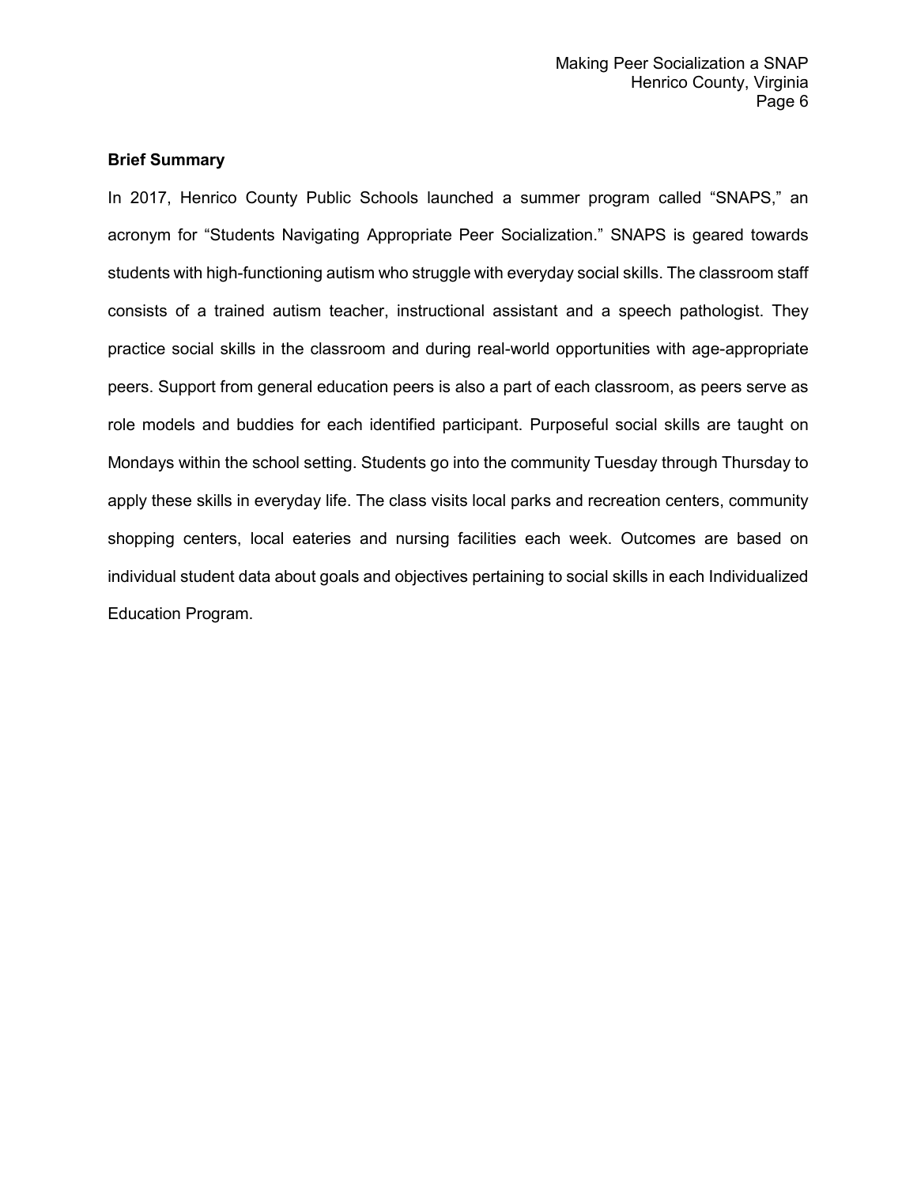**Brief Summary**

In 2017, Henrico County Public Schools launched a summer program called "SNAPS," an acronym for "Students Navigating Appropriate Peer Socialization." SNAPS is geared towards students with high-functioning autism who struggle with everyday social skills. The classroom staff consists of a trained autism teacher, instructional assistant and a speech pathologist. They practice social skills in the classroom and during real-world opportunities with age-appropriate peers. Support from general education peers is also a part of each classroom, as peers serve as role models and buddies for each identified participant. Purposeful social skills are taught on Mondays within the school setting. Students go into the community Tuesday through Thursday to apply these skills in everyday life. The class visits local parks and recreation centers, community shopping centers, local eateries and nursing facilities each week. Outcomes are based on individual student data about goals and objectives pertaining to social skills in each Individualized Education Program.